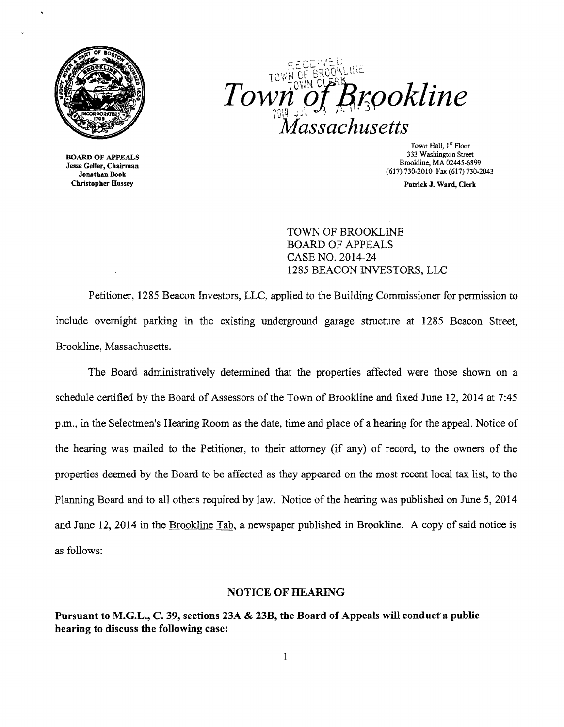# *Town of Brookline*
## *Massachusetts*

**BOARD OF APPEALS**
**Jesse Geller, Chairman**
**Jonathan Book**
**Christopher Hussey**

Town Hall, 1st Floor
333 Washington Street
Brookline, MA 02445-6899
(617) 730-2010 Fax (617) 730-2043

Patrick J. Ward, Clerk

TOWN OF BROOKLINE
BOARD OF APPEALS
CASE NO. 2014-24
1285 BEACON INVESTORS, LLC

Petitioner, 1285 Beacon Investors, LLC, applied to the Building Commissioner for permission to include overnight parking in the existing underground garage structure at 1285 Beacon Street, Brookline, Massachusetts.

The Board administratively determined that the properties affected were those shown on a schedule certified by the Board of Assessors of the Town of Brookline and fixed June 12, 2014 at 7:45 p.m., in the Selectmen's Hearing Room as the date, time and place of a hearing for the appeal. Notice of the hearing was mailed to the Petitioner, to their attorney (if any) of record, to the owners of the properties deemed by the Board to be affected as they appeared on the most recent local tax list, to the Planning Board and to all others required by law. Notice of the hearing was published on June 5, 2014 and June 12, 2014 in the Brookline Tab, a newspaper published in Brookline. A copy of said notice is as follows:

### NOTICE OF HEARING

**Pursuant to M.G.L., C. 39, sections 23A & 23B, the Board of Appeals will conduct a public hearing to discuss the following case:**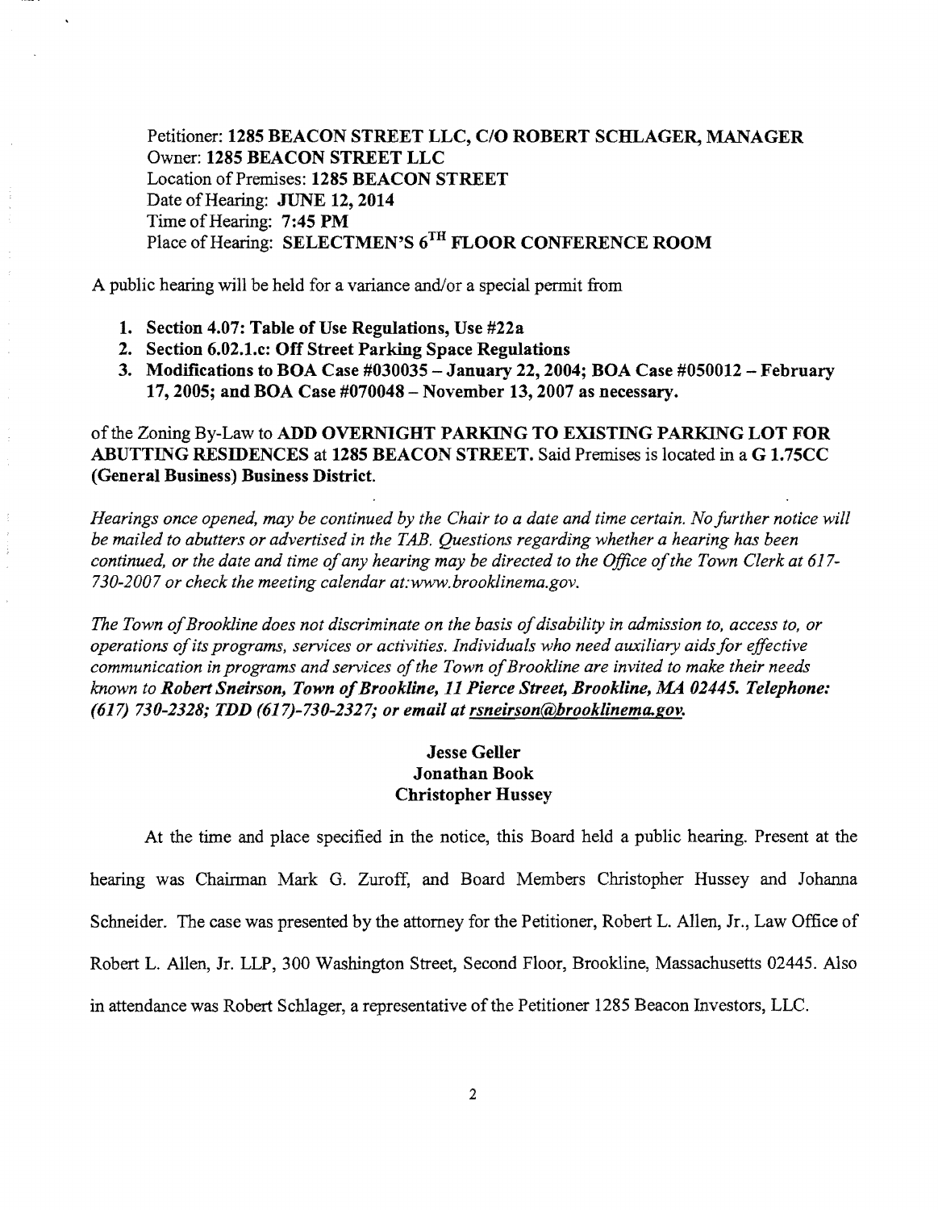Petitioner: **1285 BEACON STREET LLC, C/O ROBERT SCHLAGER, MANAGER**
Owner: **1285 BEACON STREET LLC**
Location of Premises: **1285 BEACON STREET**
Date of Hearing: **JUNE 12, 2014**
Time of Hearing: **7:45 PM**
Place of Hearing: **SELECTMEN'S 6TH FLOOR CONFERENCE ROOM**

A public hearing will be held for a variance and/or a special permit from

1. **Section 4.07: Table of Use Regulations, Use #22a**
2. **Section 6.02.1.c: Off Street Parking Space Regulations**
3. **Modifications to BOA Case #030035 – January 22, 2004; BOA Case #050012 – February 17, 2005; and BOA Case #070048 – November 13, 2007 as necessary.**

of the Zoning By-Law to **ADD OVERNIGHT PARKING TO EXISTING PARKING LOT FOR ABUTTING RESIDENCES** at **1285 BEACON STREET.** Said Premises is located in a **G 1.75CC (General Business) Business District.**

*Hearings once opened, may be continued by the Chair to a date and time certain. No further notice will be mailed to abutters or advertised in the TAB. Questions regarding whether a hearing has been continued, or the date and time of any hearing may be directed to the Office of the Town Clerk at 617-730-2007 or check the meeting calendar at:www.brooklinema.gov.*

*The Town of Brookline does not discriminate on the basis of disability in admission to, access to, or operations of its programs, services or activities. Individuals who need auxiliary aids for effective communication in programs and services of the Town of Brookline are invited to make their needs known to* ***Robert Sneirson, Town of Brookline, 11 Pierce Street, Brookline, MA 02445. Telephone: (617) 730-2328; TDD (617)-730-2327; or email at rsneirson@brooklinema.gov.***

**Jesse Geller**
**Jonathan Book**
**Christopher Hussey**

At the time and place specified in the notice, this Board held a public hearing. Present at the hearing was Chairman Mark G. Zuroff, and Board Members Christopher Hussey and Johanna Schneider. The case was presented by the attorney for the Petitioner, Robert L. Allen, Jr., Law Office of Robert L. Allen, Jr. LLP, 300 Washington Street, Second Floor, Brookline, Massachusetts 02445. Also in attendance was Robert Schlager, a representative of the Petitioner 1285 Beacon Investors, LLC.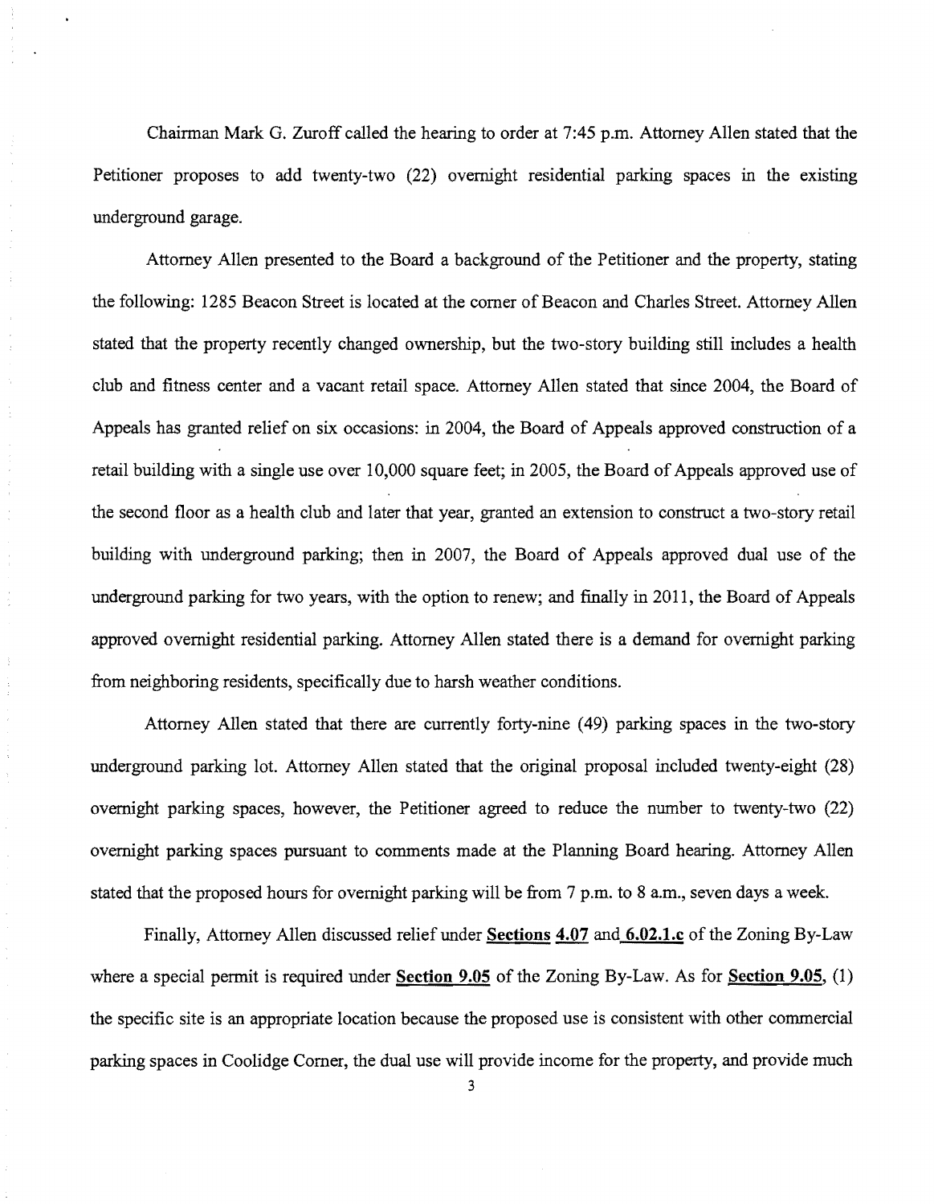Chairman Mark G. Zuroff called the hearing to order at 7:45 p.m. Attorney Allen stated that the Petitioner proposes to add twenty-two (22) overnight residential parking spaces in the existing underground garage.

Attorney Allen presented to the Board a background of the Petitioner and the property, stating the following: 1285 Beacon Street is located at the corner of Beacon and Charles Street. Attorney Allen stated that the property recently changed ownership, but the two-story building still includes a health club and fitness center and a vacant retail space. Attorney Allen stated that since 2004, the Board of Appeals has granted relief on six occasions: in 2004, the Board of Appeals approved construction of a retail building with a single use over 10,000 square feet; in 2005, the Board of Appeals approved use of the second floor as a health club and later that year, granted an extension to construct a two-story retail building with underground parking; then in 2007, the Board of Appeals approved dual use of the underground parking for two years, with the option to renew; and finally in 2011, the Board of Appeals approved overnight residential parking. Attorney Allen stated there is a demand for overnight parking from neighboring residents, specifically due to harsh weather conditions.

Attorney Allen stated that there are currently forty-nine (49) parking spaces in the two-story underground parking lot. Attorney Allen stated that the original proposal included twenty-eight (28) overnight parking spaces, however, the Petitioner agreed to reduce the number to twenty-two (22) overnight parking spaces pursuant to comments made at the Planning Board hearing. Attorney Allen stated that the proposed hours for overnight parking will be from 7 p.m. to 8 a.m., seven days a week.

Finally, Attorney Allen discussed relief under **Sections 4.07** and **6.02.1.c** of the Zoning By-Law where a special permit is required under **Section 9.05** of the Zoning By-Law. As for **Section 9.05**, (1) the specific site is an appropriate location because the proposed use is consistent with other commercial parking spaces in Coolidge Corner, the dual use will provide income for the property, and provide much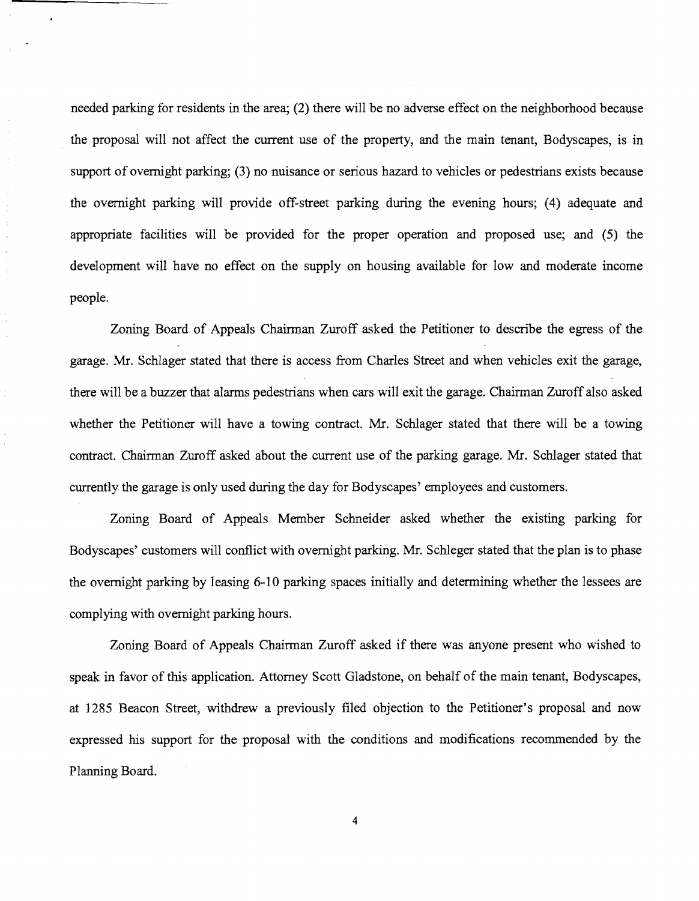needed parking for residents in the area; (2) there will be no adverse effect on the neighborhood because the proposal will not affect the current use of the property, and the main tenant, Bodyscapes, is in support of overnight parking; (3) no nuisance or serious hazard to vehicles or pedestrians exists because the overnight parking will provide off-street parking during the evening hours; (4) adequate and appropriate facilities will be provided for the proper operation and proposed use; and (5) the development will have no effect on the supply on housing available for low and moderate income people.

Zoning Board of Appeals Chairman Zuroff asked the Petitioner to describe the egress of the garage. Mr. Schlager stated that there is access from Charles Street and when vehicles exit the garage, there will be a buzzer that alarms pedestrians when cars will exit the garage. Chairman Zuroff also asked whether the Petitioner will have a towing contract. Mr. Schlager stated that there will be a towing contract. Chairman Zuroff asked about the current use of the parking garage. Mr. Schlager stated that currently the garage is only used during the day for Bodyscapes' employees and customers.

Zoning Board of Appeals Member Schneider asked whether the existing parking for Bodyscapes' customers will conflict with overnight parking. Mr. Schleger stated that the plan is to phase the overnight parking by leasing 6-10 parking spaces initially and determining whether the lessees are complying with overnight parking hours.

Zoning Board of Appeals Chairman Zuroff asked if there was anyone present who wished to speak in favor of this application. Attorney Scott Gladstone, on behalf of the main tenant, Bodyscapes, at 1285 Beacon Street, withdrew a previously filed objection to the Petitioner's proposal and now expressed his support for the proposal with the conditions and modifications recommended by the Planning Board.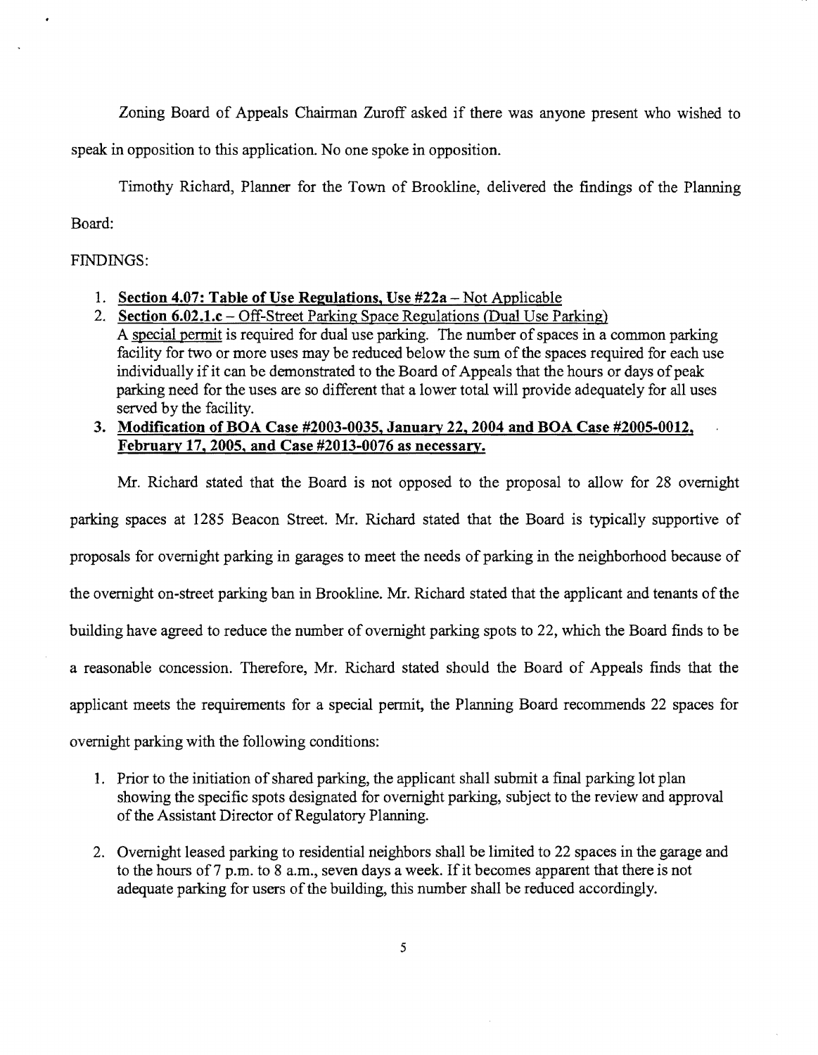Zoning Board of Appeals Chairman Zuroff asked if there was anyone present who wished to speak in opposition to this application. No one spoke in opposition.

Timothy Richard, Planner for the Town of Brookline, delivered the findings of the Planning Board:

FINDINGS:

1. **Section 4.07: Table of Use Regulations, Use #22a** – Not Applicable
2. **Section 6.02.1.c** – Off-Street Parking Space Regulations (Dual Use Parking)
   A special permit is required for dual use parking. The number of spaces in a common parking facility for two or more uses may be reduced below the sum of the spaces required for each use individually if it can be demonstrated to the Board of Appeals that the hours or days of peak parking need for the uses are so different that a lower total will provide adequately for all uses served by the facility.
3. **Modification of BOA Case #2003-0035, January 22, 2004 and BOA Case #2005-0012, February 17, 2005, and Case #2013-0076 as necessary.**

Mr. Richard stated that the Board is not opposed to the proposal to allow for 28 overnight parking spaces at 1285 Beacon Street. Mr. Richard stated that the Board is typically supportive of proposals for overnight parking in garages to meet the needs of parking in the neighborhood because of the overnight on-street parking ban in Brookline. Mr. Richard stated that the applicant and tenants of the building have agreed to reduce the number of overnight parking spots to 22, which the Board finds to be a reasonable concession. Therefore, Mr. Richard stated should the Board of Appeals finds that the applicant meets the requirements for a special permit, the Planning Board recommends 22 spaces for overnight parking with the following conditions:

1. Prior to the initiation of shared parking, the applicant shall submit a final parking lot plan showing the specific spots designated for overnight parking, subject to the review and approval of the Assistant Director of Regulatory Planning.

2. Overnight leased parking to residential neighbors shall be limited to 22 spaces in the garage and to the hours of 7 p.m. to 8 a.m., seven days a week. If it becomes apparent that there is not adequate parking for users of the building, this number shall be reduced accordingly.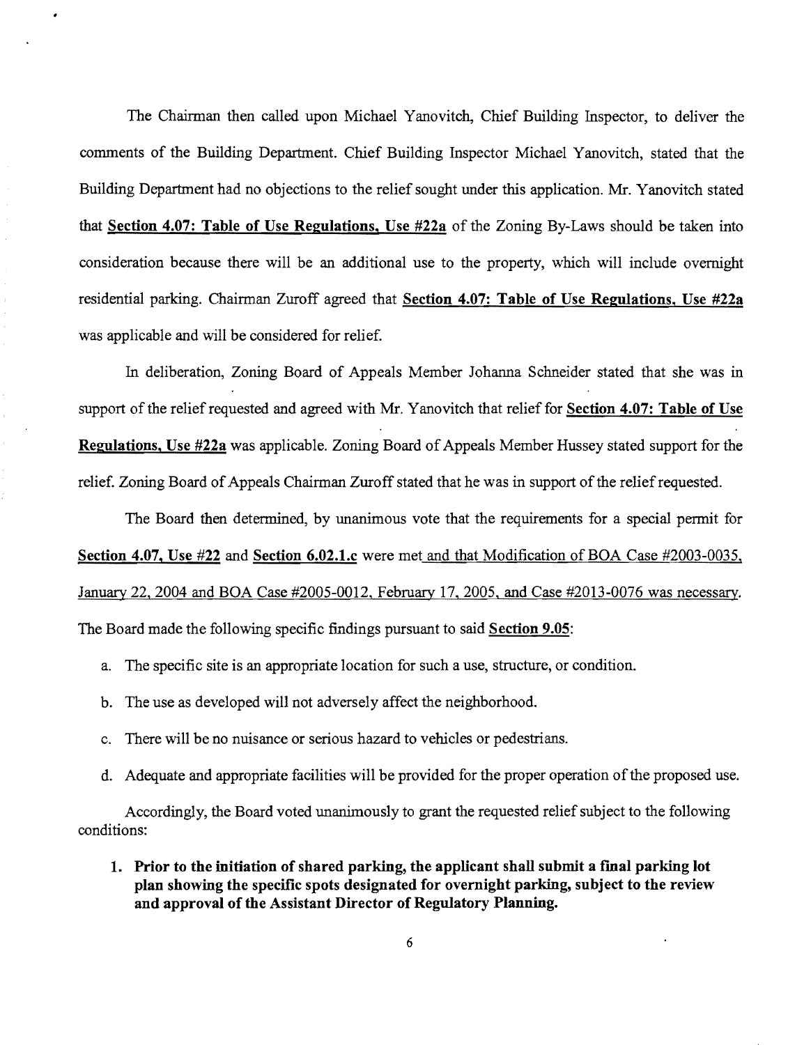The Chairman then called upon Michael Yanovitch, Chief Building Inspector, to deliver the comments of the Building Department. Chief Building Inspector Michael Yanovitch, stated that the Building Department had no objections to the relief sought under this application. Mr. Yanovitch stated that **Section 4.07: Table of Use Regulations, Use #22a** of the Zoning By-Laws should be taken into consideration because there will be an additional use to the property, which will include overnight residential parking. Chairman Zuroff agreed that **Section 4.07: Table of Use Regulations, Use #22a** was applicable and will be considered for relief.

In deliberation, Zoning Board of Appeals Member Johanna Schneider stated that she was in support of the relief requested and agreed with Mr. Yanovitch that relief for **Section 4.07: Table of Use Regulations, Use #22a** was applicable. Zoning Board of Appeals Member Hussey stated support for the relief. Zoning Board of Appeals Chairman Zuroff stated that he was in support of the relief requested.

The Board then determined, by unanimous vote that the requirements for a special permit for **Section 4.07, Use #22** and **Section 6.02.1.c** were met and that Modification of BOA Case #2003-0035, January 22, 2004 and BOA Case #2005-0012, February 17, 2005, and Case #2013-0076 was necessary. The Board made the following specific findings pursuant to said **Section 9.05**:

a. The specific site is an appropriate location for such a use, structure, or condition.

b. The use as developed will not adversely affect the neighborhood.

c. There will be no nuisance or serious hazard to vehicles or pedestrians.

d. Adequate and appropriate facilities will be provided for the proper operation of the proposed use.

Accordingly, the Board voted unanimously to grant the requested relief subject to the following conditions:

1. **Prior to the initiation of shared parking, the applicant shall submit a final parking lot plan showing the specific spots designated for overnight parking, subject to the review and approval of the Assistant Director of Regulatory Planning.**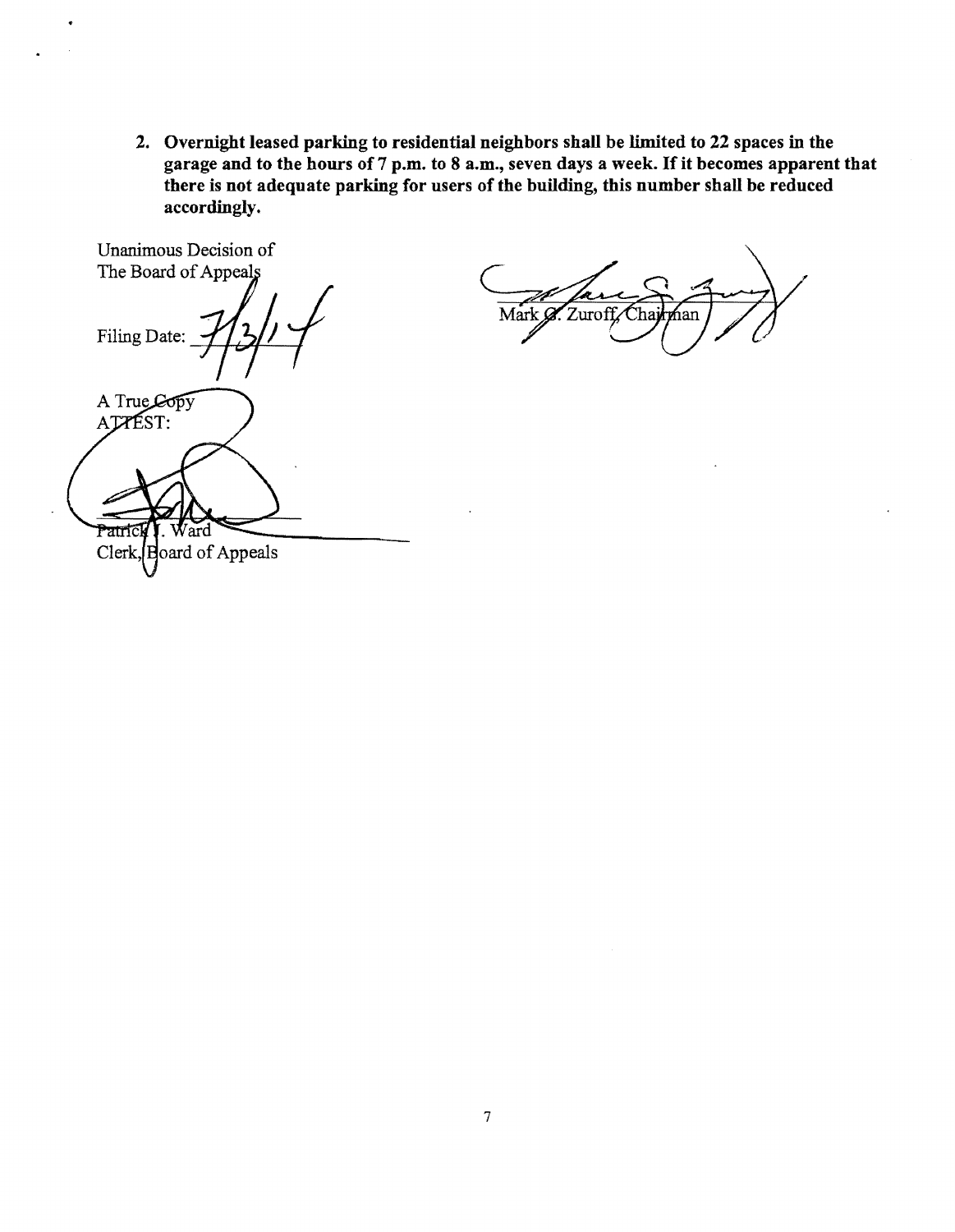2. **Overnight leased parking to residential neighbors shall be limited to 22 spaces in the garage and to the hours of 7 p.m. to 8 a.m., seven days a week. If it becomes apparent that there is not adequate parking for users of the building, this number shall be reduced accordingly.**

Unanimous Decision of
The Board of Appeals

Filing Date: 7/3/14

Mark G. Zuroff, Chairman

A True Copy
ATTEST:

Patrick J. Ward
Clerk, Board of Appeals